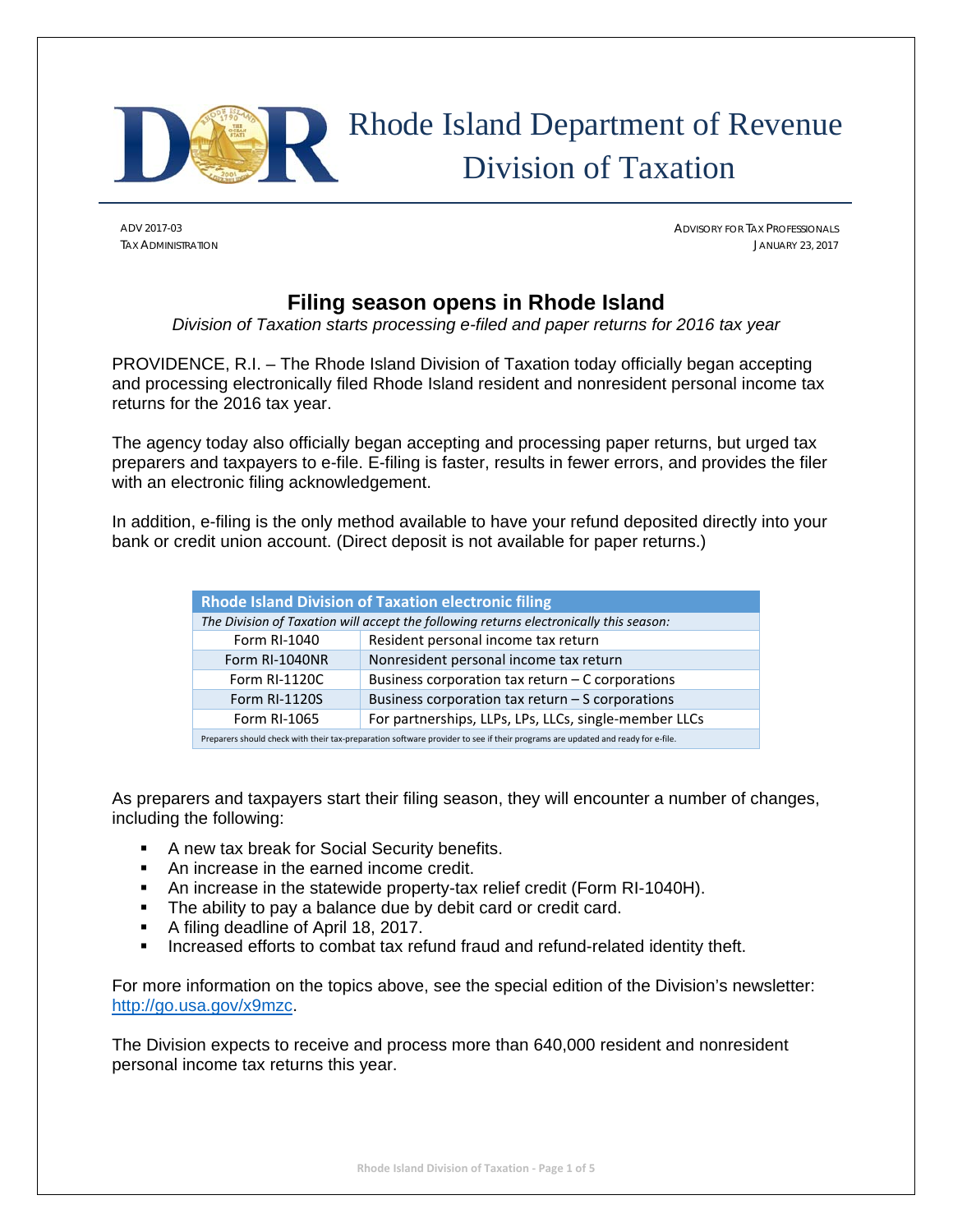# Rhode Island Department of Revenue Division of Taxation

ADV 2017-03
TAX ADMINISTRATION

ADVISORY FOR TAX PROFESSIONALS
JANUARY 23, 2017

## Filing season opens in Rhode Island

*Division of Taxation starts processing e-filed and paper returns for 2016 tax year*

PROVIDENCE, R.I. – The Rhode Island Division of Taxation today officially began accepting and processing electronically filed Rhode Island resident and nonresident personal income tax returns for the 2016 tax year.

The agency today also officially began accepting and processing paper returns, but urged tax preparers and taxpayers to e-file. E-filing is faster, results in fewer errors, and provides the filer with an electronic filing acknowledgement.

In addition, e-filing is the only method available to have your refund deposited directly into your bank or credit union account. (Direct deposit is not available for paper returns.)

| Rhode Island Division of Taxation electronic filing | |
|---|---|
| *The Division of Taxation will accept the following returns electronically this season:* | |
| Form RI-1040 | Resident personal income tax return |
| Form RI-1040NR | Nonresident personal income tax return |
| Form RI-1120C | Business corporation tax return – C corporations |
| Form RI-1120S | Business corporation tax return – S corporations |
| Form RI-1065 | For partnerships, LLPs, LPs, LLCs, single-member LLCs |
| Preparers should check with their tax-preparation software provider to see if their programs are updated and ready for e-file. | |

As preparers and taxpayers start their filing season, they will encounter a number of changes, including the following:

- A new tax break for Social Security benefits.
- An increase in the earned income credit.
- An increase in the statewide property-tax relief credit (Form RI-1040H).
- The ability to pay a balance due by debit card or credit card.
- A filing deadline of April 18, 2017.
- Increased efforts to combat tax refund fraud and refund-related identity theft.

For more information on the topics above, see the special edition of the Division's newsletter: http://go.usa.gov/x9mzc.

The Division expects to receive and process more than 640,000 resident and nonresident personal income tax returns this year.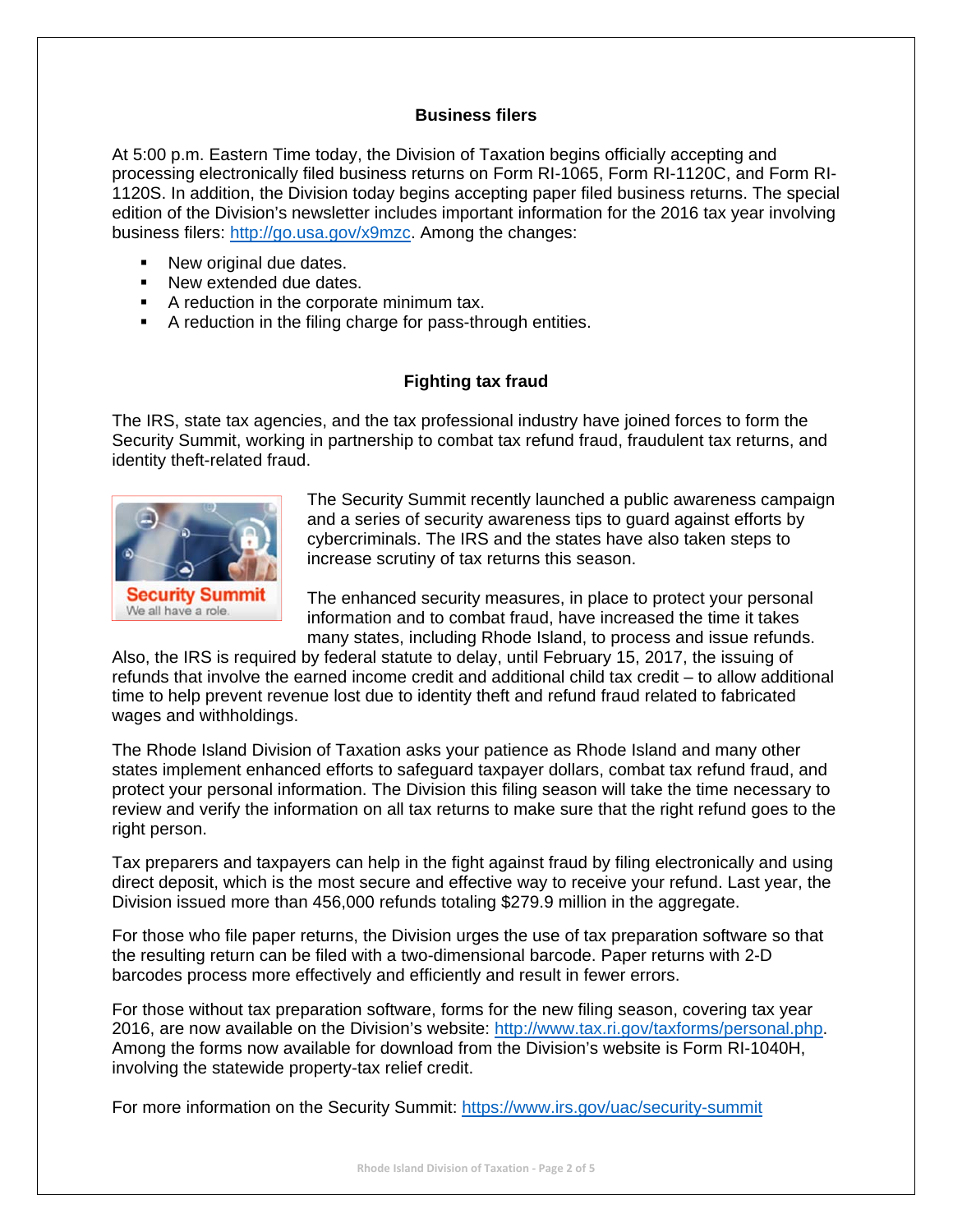## Business filers

At 5:00 p.m. Eastern Time today, the Division of Taxation begins officially accepting and processing electronically filed business returns on Form RI-1065, Form RI-1120C, and Form RI-1120S. In addition, the Division today begins accepting paper filed business returns. The special edition of the Division's newsletter includes important information for the 2016 tax year involving business filers: http://go.usa.gov/x9mzc. Among the changes:

- New original due dates.
- New extended due dates.
- A reduction in the corporate minimum tax.
- A reduction in the filing charge for pass-through entities.

## Fighting tax fraud

The IRS, state tax agencies, and the tax professional industry have joined forces to form the Security Summit, working in partnership to combat tax refund fraud, fraudulent tax returns, and identity theft-related fraud.

The Security Summit recently launched a public awareness campaign and a series of security awareness tips to guard against efforts by cybercriminals. The IRS and the states have also taken steps to increase scrutiny of tax returns this season.

The enhanced security measures, in place to protect your personal information and to combat fraud, have increased the time it takes many states, including Rhode Island, to process and issue refunds. Also, the IRS is required by federal statute to delay, until February 15, 2017, the issuing of refunds that involve the earned income credit and additional child tax credit – to allow additional time to help prevent revenue lost due to identity theft and refund fraud related to fabricated wages and withholdings.

The Rhode Island Division of Taxation asks your patience as Rhode Island and many other states implement enhanced efforts to safeguard taxpayer dollars, combat tax refund fraud, and protect your personal information. The Division this filing season will take the time necessary to review and verify the information on all tax returns to make sure that the right refund goes to the right person.

Tax preparers and taxpayers can help in the fight against fraud by filing electronically and using direct deposit, which is the most secure and effective way to receive your refund. Last year, the Division issued more than 456,000 refunds totaling $279.9 million in the aggregate.

For those who file paper returns, the Division urges the use of tax preparation software so that the resulting return can be filed with a two-dimensional barcode. Paper returns with 2-D barcodes process more effectively and efficiently and result in fewer errors.

For those without tax preparation software, forms for the new filing season, covering tax year 2016, are now available on the Division's website: http://www.tax.ri.gov/taxforms/personal.php. Among the forms now available for download from the Division's website is Form RI-1040H, involving the statewide property-tax relief credit.

For more information on the Security Summit: https://www.irs.gov/uac/security-summit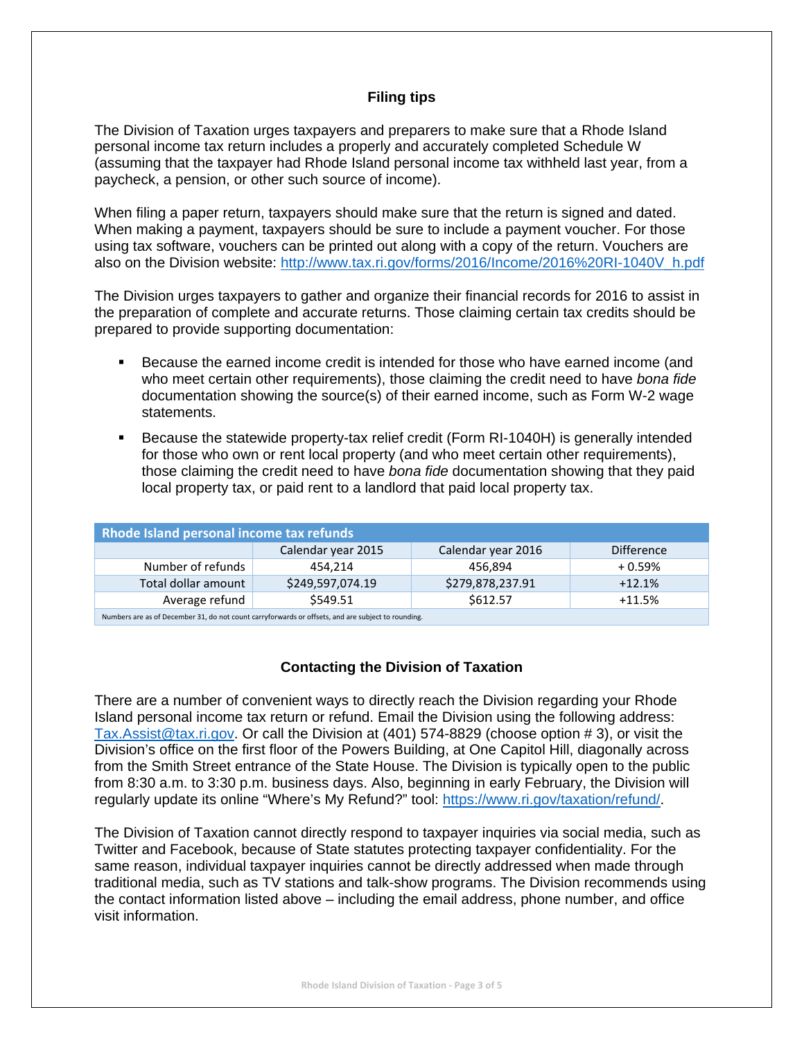## Filing tips

The Division of Taxation urges taxpayers and preparers to make sure that a Rhode Island personal income tax return includes a properly and accurately completed Schedule W (assuming that the taxpayer had Rhode Island personal income tax withheld last year, from a paycheck, a pension, or other such source of income).

When filing a paper return, taxpayers should make sure that the return is signed and dated. When making a payment, taxpayers should be sure to include a payment voucher. For those using tax software, vouchers can be printed out along with a copy of the return. Vouchers are also on the Division website: http://www.tax.ri.gov/forms/2016/Income/2016%20RI-1040V_h.pdf

The Division urges taxpayers to gather and organize their financial records for 2016 to assist in the preparation of complete and accurate returns. Those claiming certain tax credits should be prepared to provide supporting documentation:

- Because the earned income credit is intended for those who have earned income (and who meet certain other requirements), those claiming the credit need to have *bona fide* documentation showing the source(s) of their earned income, such as Form W-2 wage statements.
- Because the statewide property-tax relief credit (Form RI-1040H) is generally intended for those who own or rent local property (and who meet certain other requirements), those claiming the credit need to have *bona fide* documentation showing that they paid local property tax, or paid rent to a landlord that paid local property tax.

**Rhode Island personal income tax refunds**

| | Calendar year 2015 | Calendar year 2016 | Difference |
|---|---|---|---|
| Number of refunds | 454,214 | 456,894 | + 0.59% |
| Total dollar amount | $249,597,074.19 | $279,878,237.91 | +12.1% |
| Average refund | $549.51 | $612.57 | +11.5% |

Numbers are as of December 31, do not count carryforwards or offsets, and are subject to rounding.

## Contacting the Division of Taxation

There are a number of convenient ways to directly reach the Division regarding your Rhode Island personal income tax return or refund. Email the Division using the following address: Tax.Assist@tax.ri.gov. Or call the Division at (401) 574-8829 (choose option # 3), or visit the Division's office on the first floor of the Powers Building, at One Capitol Hill, diagonally across from the Smith Street entrance of the State House. The Division is typically open to the public from 8:30 a.m. to 3:30 p.m. business days. Also, beginning in early February, the Division will regularly update its online "Where's My Refund?" tool: https://www.ri.gov/taxation/refund/.

The Division of Taxation cannot directly respond to taxpayer inquiries via social media, such as Twitter and Facebook, because of State statutes protecting taxpayer confidentiality. For the same reason, individual taxpayer inquiries cannot be directly addressed when made through traditional media, such as TV stations and talk-show programs. The Division recommends using the contact information listed above – including the email address, phone number, and office visit information.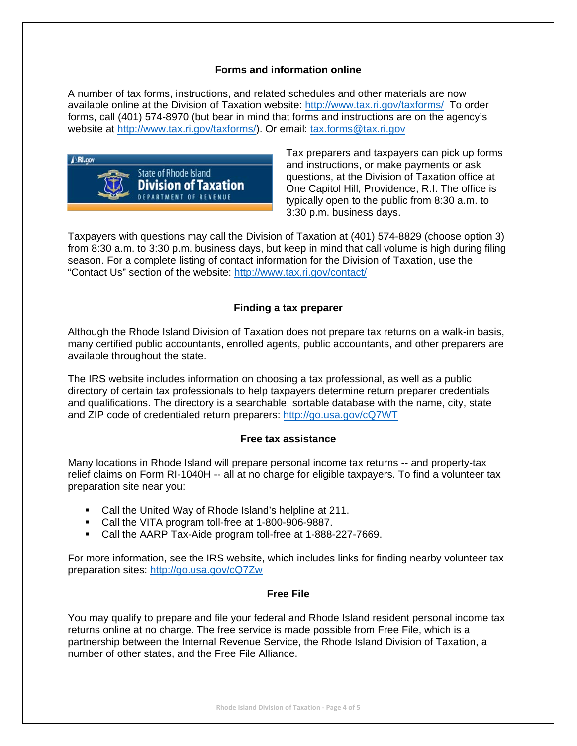## Forms and information online

A number of tax forms, instructions, and related schedules and other materials are now available online at the Division of Taxation website: http://www.tax.ri.gov/taxforms/ To order forms, call (401) 574-8970 (but bear in mind that forms and instructions are on the agency's website at http://www.tax.ri.gov/taxforms/). Or email: tax.forms@tax.ri.gov

Tax preparers and taxpayers can pick up forms and instructions, or make payments or ask questions, at the Division of Taxation office at One Capitol Hill, Providence, R.I. The office is typically open to the public from 8:30 a.m. to 3:30 p.m. business days.

Taxpayers with questions may call the Division of Taxation at (401) 574-8829 (choose option 3) from 8:30 a.m. to 3:30 p.m. business days, but keep in mind that call volume is high during filing season. For a complete listing of contact information for the Division of Taxation, use the "Contact Us" section of the website: http://www.tax.ri.gov/contact/

## Finding a tax preparer

Although the Rhode Island Division of Taxation does not prepare tax returns on a walk-in basis, many certified public accountants, enrolled agents, public accountants, and other preparers are available throughout the state.

The IRS website includes information on choosing a tax professional, as well as a public directory of certain tax professionals to help taxpayers determine return preparer credentials and qualifications. The directory is a searchable, sortable database with the name, city, state and ZIP code of credentialed return preparers: http://go.usa.gov/cQ7WT

## Free tax assistance

Many locations in Rhode Island will prepare personal income tax returns -- and property-tax relief claims on Form RI-1040H -- all at no charge for eligible taxpayers. To find a volunteer tax preparation site near you:

- Call the United Way of Rhode Island's helpline at 211.
- Call the VITA program toll-free at 1-800-906-9887.
- Call the AARP Tax-Aide program toll-free at 1-888-227-7669.

For more information, see the IRS website, which includes links for finding nearby volunteer tax preparation sites: http://go.usa.gov/cQ7Zw

## Free File

You may qualify to prepare and file your federal and Rhode Island resident personal income tax returns online at no charge. The free service is made possible from Free File, which is a partnership between the Internal Revenue Service, the Rhode Island Division of Taxation, a number of other states, and the Free File Alliance.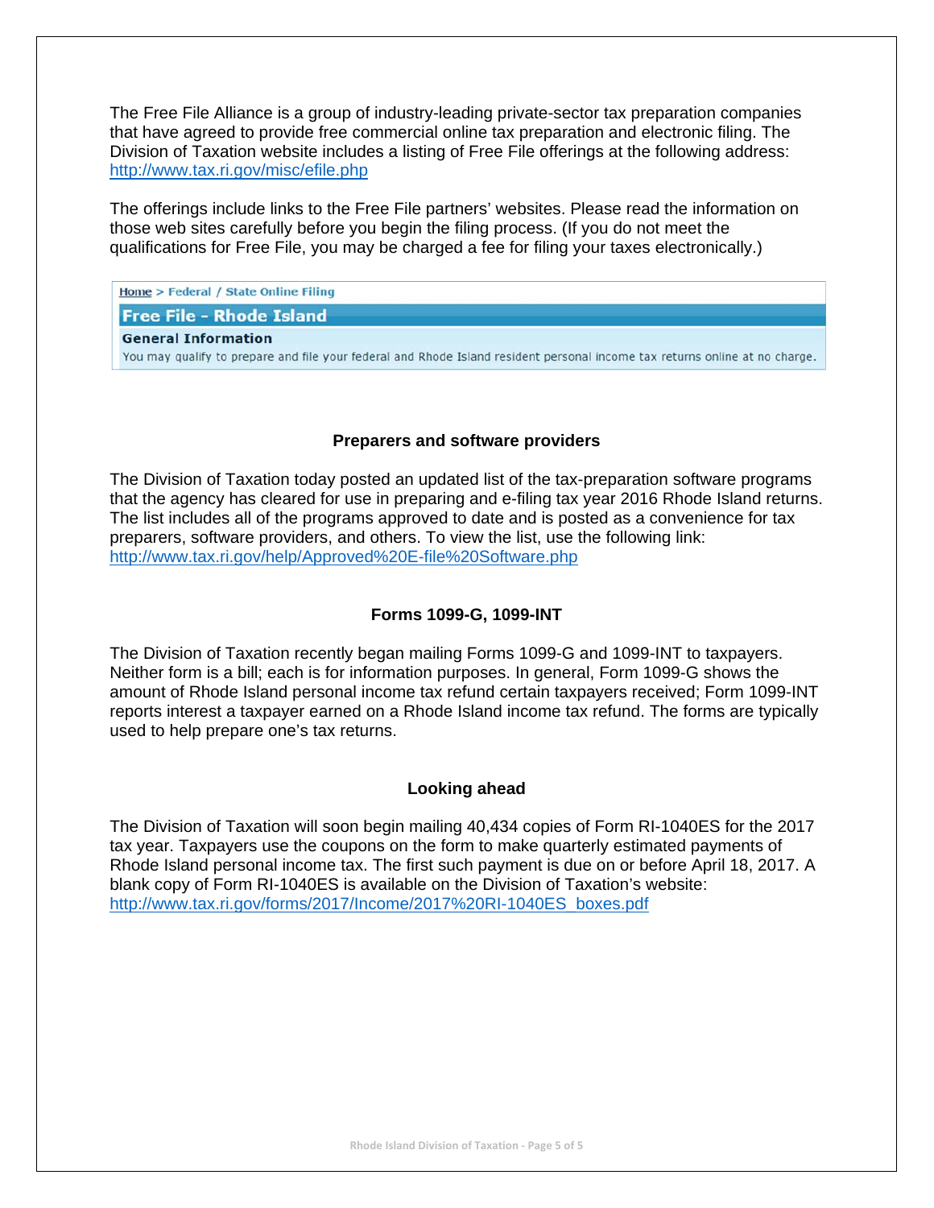The Free File Alliance is a group of industry-leading private-sector tax preparation companies that have agreed to provide free commercial online tax preparation and electronic filing. The Division of Taxation website includes a listing of Free File offerings at the following address: http://www.tax.ri.gov/misc/efile.php

The offerings include links to the Free File partners' websites. Please read the information on those web sites carefully before you begin the filing process. (If you do not meet the qualifications for Free File, you may be charged a fee for filing your taxes electronically.)

Home > Federal / State Online Filing

**Free File - Rhode Island**

**General Information**

You may qualify to prepare and file your federal and Rhode Island resident personal income tax returns online at no charge.

### Preparers and software providers

The Division of Taxation today posted an updated list of the tax-preparation software programs that the agency has cleared for use in preparing and e-filing tax year 2016 Rhode Island returns. The list includes all of the programs approved to date and is posted as a convenience for tax preparers, software providers, and others. To view the list, use the following link: http://www.tax.ri.gov/help/Approved%20E-file%20Software.php

### Forms 1099-G, 1099-INT

The Division of Taxation recently began mailing Forms 1099-G and 1099-INT to taxpayers. Neither form is a bill; each is for information purposes. In general, Form 1099-G shows the amount of Rhode Island personal income tax refund certain taxpayers received; Form 1099-INT reports interest a taxpayer earned on a Rhode Island income tax refund. The forms are typically used to help prepare one's tax returns.

### Looking ahead

The Division of Taxation will soon begin mailing 40,434 copies of Form RI-1040ES for the 2017 tax year. Taxpayers use the coupons on the form to make quarterly estimated payments of Rhode Island personal income tax. The first such payment is due on or before April 18, 2017. A blank copy of Form RI-1040ES is available on the Division of Taxation's website: http://www.tax.ri.gov/forms/2017/Income/2017%20RI-1040ES_boxes.pdf